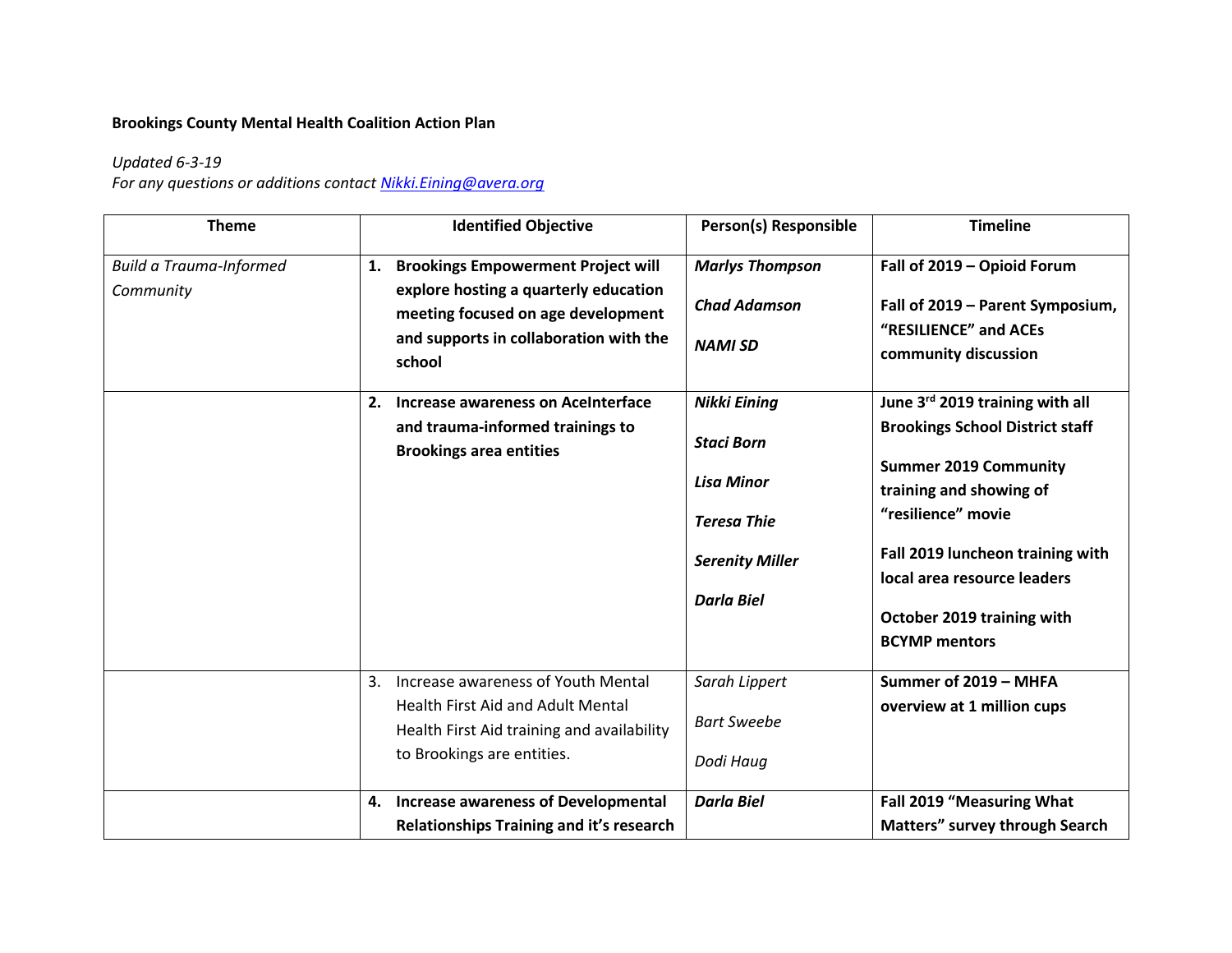**Brookings County Mental Health Coalition Action Plan**

*Updated 6-3-19*
*For any questions or additions contact [Nikki.Eining@avera.org](mailto:Nikki.Eining@avera.org)*

| Theme | Identified Objective | Person(s) Responsible | Timeline |
|---|---|---|---|
| *Build a Trauma-Informed Community* | **1. Brookings Empowerment Project will explore hosting a quarterly education meeting focused on age development and supports in collaboration with the school** | ***Marlys Thompson***<br><br>***Chad Adamson***<br><br>***NAMI SD*** | **Fall of 2019 – Opioid Forum**<br><br>**Fall of 2019 – Parent Symposium, "RESILIENCE" and ACEs community discussion** |
| | **2. Increase awareness on AceInterface and trauma-informed trainings to Brookings area entities** | ***Nikki Eining***<br><br>***Staci Born***<br><br>***Lisa Minor***<br><br>***Teresa Thie***<br><br>***Serenity Miller***<br><br>***Darla Biel*** | **June 3rd 2019 training with all Brookings School District staff**<br><br>**Summer 2019 Community training and showing of "resilience" movie**<br><br>**Fall 2019 luncheon training with local area resource leaders**<br><br>**October 2019 training with BCYMP mentors** |
| | 3. Increase awareness of Youth Mental Health First Aid and Adult Mental Health First Aid training and availability to Brookings are entities. | *Sarah Lippert*<br><br>*Bart Sweebe*<br><br>*Dodi Haug* | **Summer of 2019 – MHFA overview at 1 million cups** |
| | **4. Increase awareness of Developmental Relationships Training and it's research** | ***Darla Biel*** | **Fall 2019 "Measuring What Matters" survey through Search** |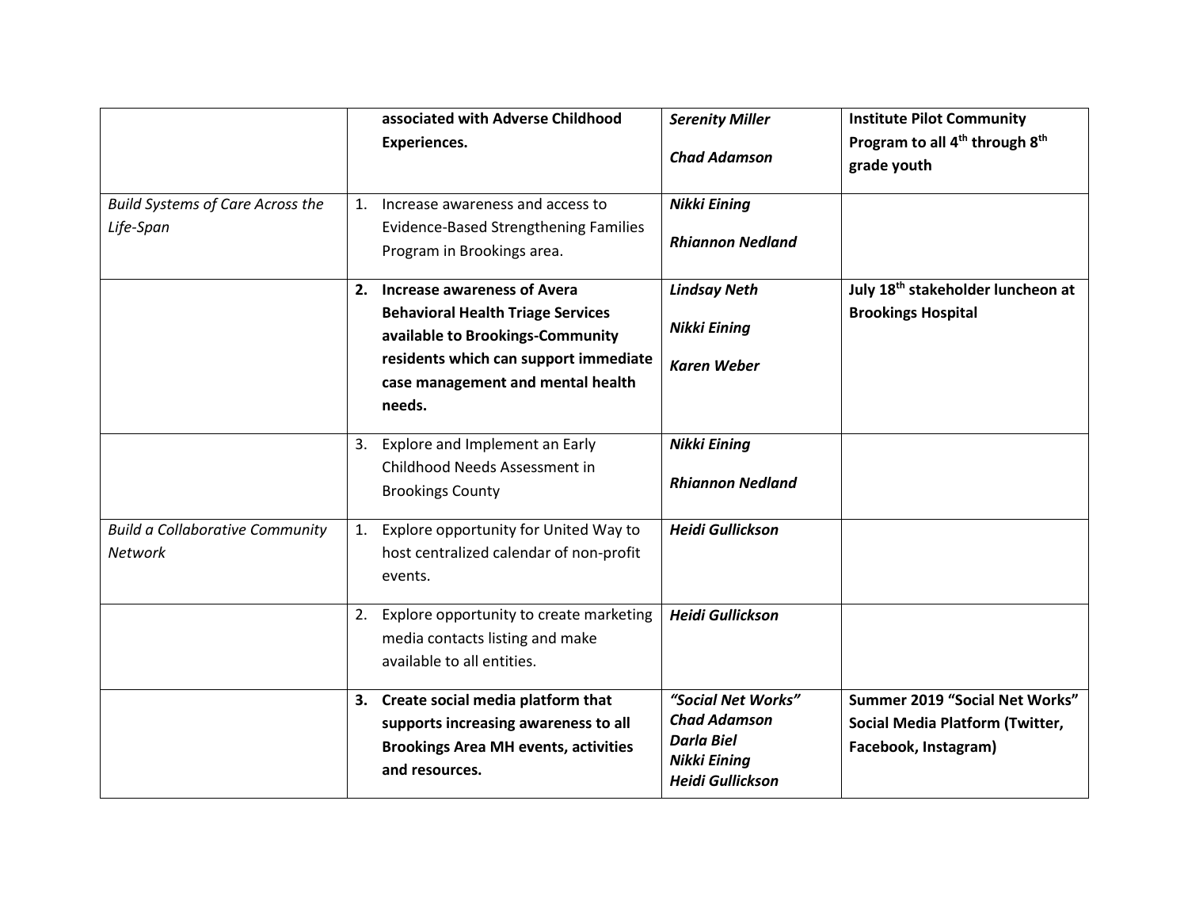| | | | |
|---|---|---|---|
| | **associated with Adverse Childhood Experiences.** | ***Serenity Miller*** ***Chad Adamson*** | **Institute Pilot Community Program to all 4th through 8th grade youth** |
| *Build Systems of Care Across the Life-Span* | 1. Increase awareness and access to Evidence-Based Strengthening Families Program in Brookings area. | ***Nikki Eining*** ***Rhiannon Nedland*** | |
| | **2. Increase awareness of Avera Behavioral Health Triage Services available to Brookings-Community residents which can support immediate case management and mental health needs.** | ***Lindsay Neth*** ***Nikki Eining*** ***Karen Weber*** | **July 18th stakeholder luncheon at Brookings Hospital** |
| | 3. Explore and Implement an Early Childhood Needs Assessment in Brookings County | ***Nikki Eining*** ***Rhiannon Nedland*** | |
| *Build a Collaborative Community Network* | 1. Explore opportunity for United Way to host centralized calendar of non-profit events. | ***Heidi Gullickson*** | |
| | 2. Explore opportunity to create marketing media contacts listing and make available to all entities. | ***Heidi Gullickson*** | |
| | **3. Create social media platform that supports increasing awareness to all Brookings Area MH events, activities and resources.** | ***"Social Net Works"*** ***Chad Adamson*** ***Darla Biel*** ***Nikki Eining*** ***Heidi Gullickson*** | **Summer 2019 "Social Net Works" Social Media Platform (Twitter, Facebook, Instagram)** |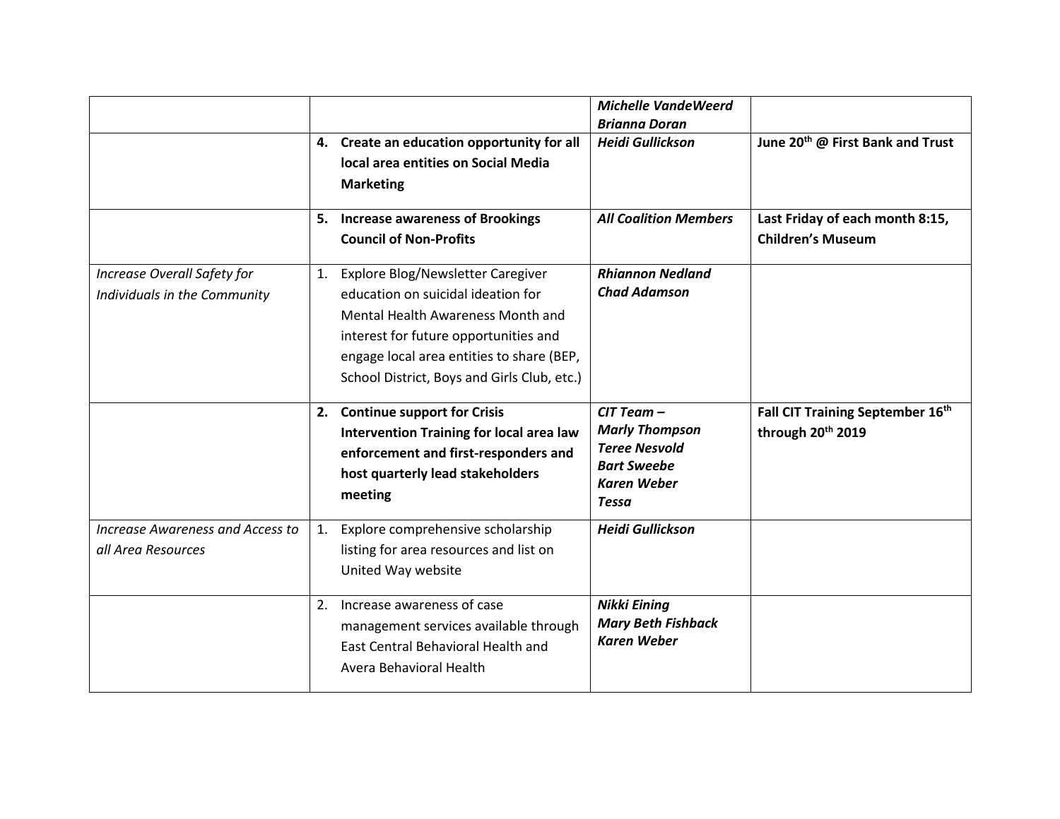| | | | |
|---|---|---|---|
| | | ***Michelle VandeWeerd*** ***Brianna Doran*** | |
| | **4. Create an education opportunity for all local area entities on Social Media Marketing** | ***Heidi Gullickson*** | **June 20th @ First Bank and Trust** |
| | **5. Increase awareness of Brookings Council of Non-Profits** | ***All Coalition Members*** | **Last Friday of each month 8:15, Children's Museum** |
| *Increase Overall Safety for Individuals in the Community* | 1. Explore Blog/Newsletter Caregiver education on suicidal ideation for Mental Health Awareness Month and interest for future opportunities and engage local area entities to share (BEP, School District, Boys and Girls Club, etc.) | ***Rhiannon Nedland*** ***Chad Adamson*** | |
| | **2. Continue support for Crisis Intervention Training for local area law enforcement and first-responders and host quarterly lead stakeholders meeting** | ***CIT Team – Marly Thompson*** ***Teree Nesvold*** ***Bart Sweebe*** ***Karen Weber*** ***Tessa*** | **Fall CIT Training September 16th through 20th 2019** |
| *Increase Awareness and Access to all Area Resources* | 1. Explore comprehensive scholarship listing for area resources and list on United Way website | ***Heidi Gullickson*** | |
| | 2. Increase awareness of case management services available through East Central Behavioral Health and Avera Behavioral Health | ***Nikki Eining*** ***Mary Beth Fishback*** ***Karen Weber*** | |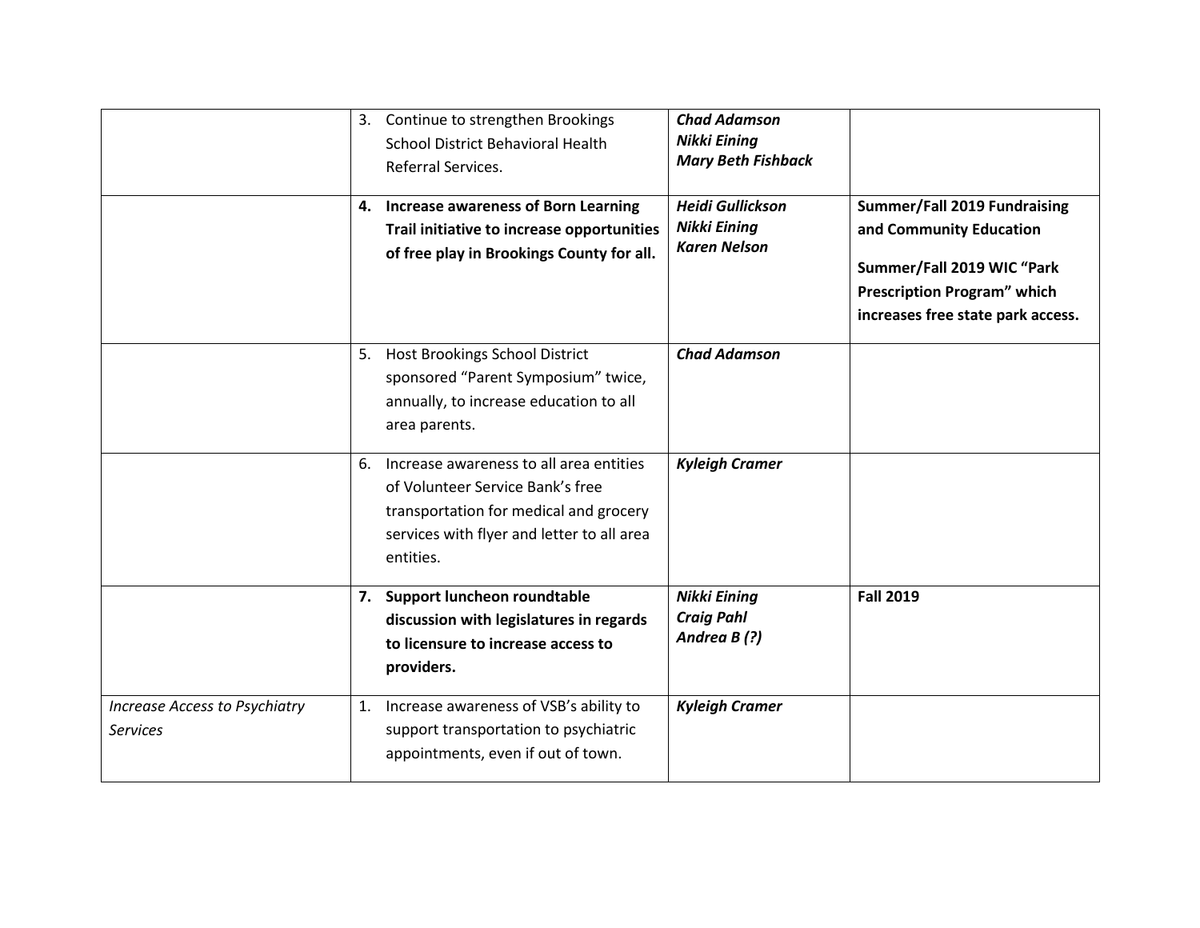| | | | |
|---|---|---|---|
| | 3. Continue to strengthen Brookings School District Behavioral Health Referral Services. | ***Chad Adamson***<br>***Nikki Eining***<br>***Mary Beth Fishback*** | |
| | **4. Increase awareness of Born Learning Trail initiative to increase opportunities of free play in Brookings County for all.** | ***Heidi Gullickson***<br>***Nikki Eining***<br>***Karen Nelson*** | **Summer/Fall 2019 Fundraising and Community Education**<br><br>**Summer/Fall 2019 WIC "Park Prescription Program" which increases free state park access.** |
| | 5. Host Brookings School District sponsored "Parent Symposium" twice, annually, to increase education to all area parents. | ***Chad Adamson*** | |
| | 6. Increase awareness to all area entities of Volunteer Service Bank's free transportation for medical and grocery services with flyer and letter to all area entities. | ***Kyleigh Cramer*** | |
| | **7. Support luncheon roundtable discussion with legislatures in regards to licensure to increase access to providers.** | ***Nikki Eining***<br>***Craig Pahl***<br>***Andrea B (?)*** | **Fall 2019** |
| *Increase Access to Psychiatry Services* | 1. Increase awareness of VSB's ability to support transportation to psychiatric appointments, even if out of town. | ***Kyleigh Cramer*** | |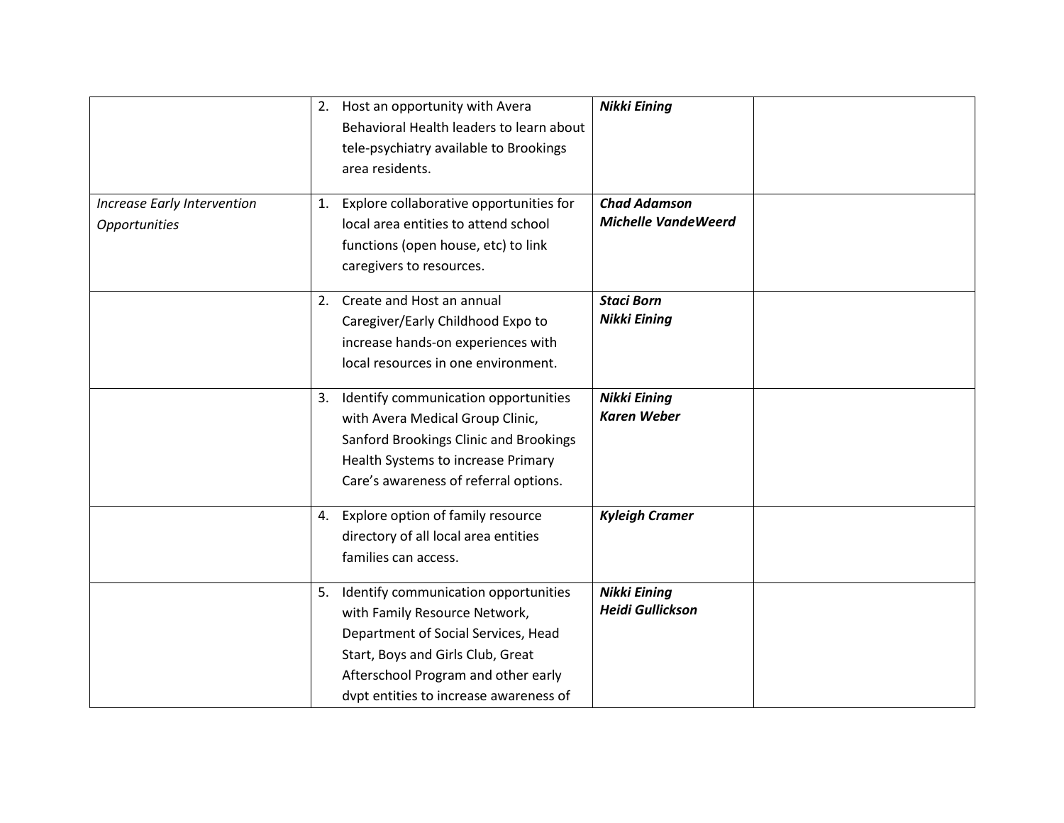| | | | |
|---|---|---|---|
| | 2. Host an opportunity with Avera Behavioral Health leaders to learn about tele-psychiatry available to Brookings area residents. | ***Nikki Eining*** | |
| *Increase Early Intervention Opportunities* | 1. Explore collaborative opportunities for local area entities to attend school functions (open house, etc) to link caregivers to resources. | ***Chad Adamson*** ***Michelle VandeWeerd*** | |
| | 2. Create and Host an annual Caregiver/Early Childhood Expo to increase hands-on experiences with local resources in one environment. | ***Staci Born*** ***Nikki Eining*** | |
| | 3. Identify communication opportunities with Avera Medical Group Clinic, Sanford Brookings Clinic and Brookings Health Systems to increase Primary Care's awareness of referral options. | ***Nikki Eining*** ***Karen Weber*** | |
| | 4. Explore option of family resource directory of all local area entities families can access. | ***Kyleigh Cramer*** | |
| | 5. Identify communication opportunities with Family Resource Network, Department of Social Services, Head Start, Boys and Girls Club, Great Afterschool Program and other early dvpt entities to increase awareness of | ***Nikki Eining*** ***Heidi Gullickson*** | |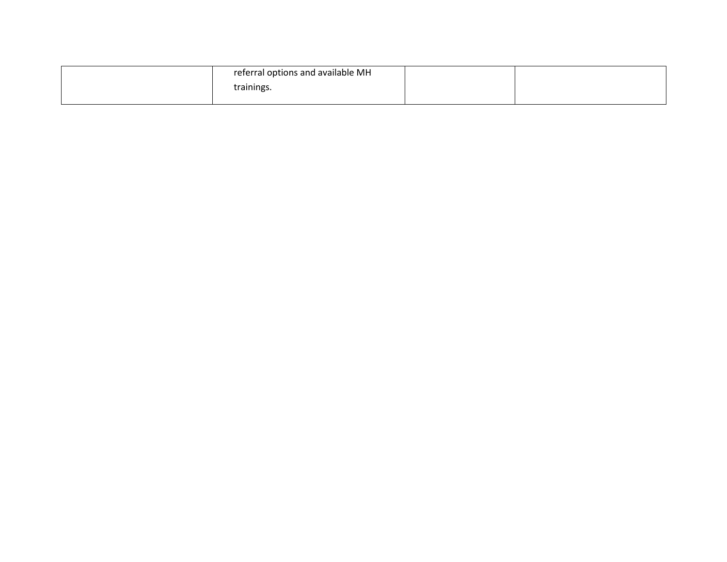| | | | |
|---|---|---|---|
| | referral options and available MH trainings. | | |